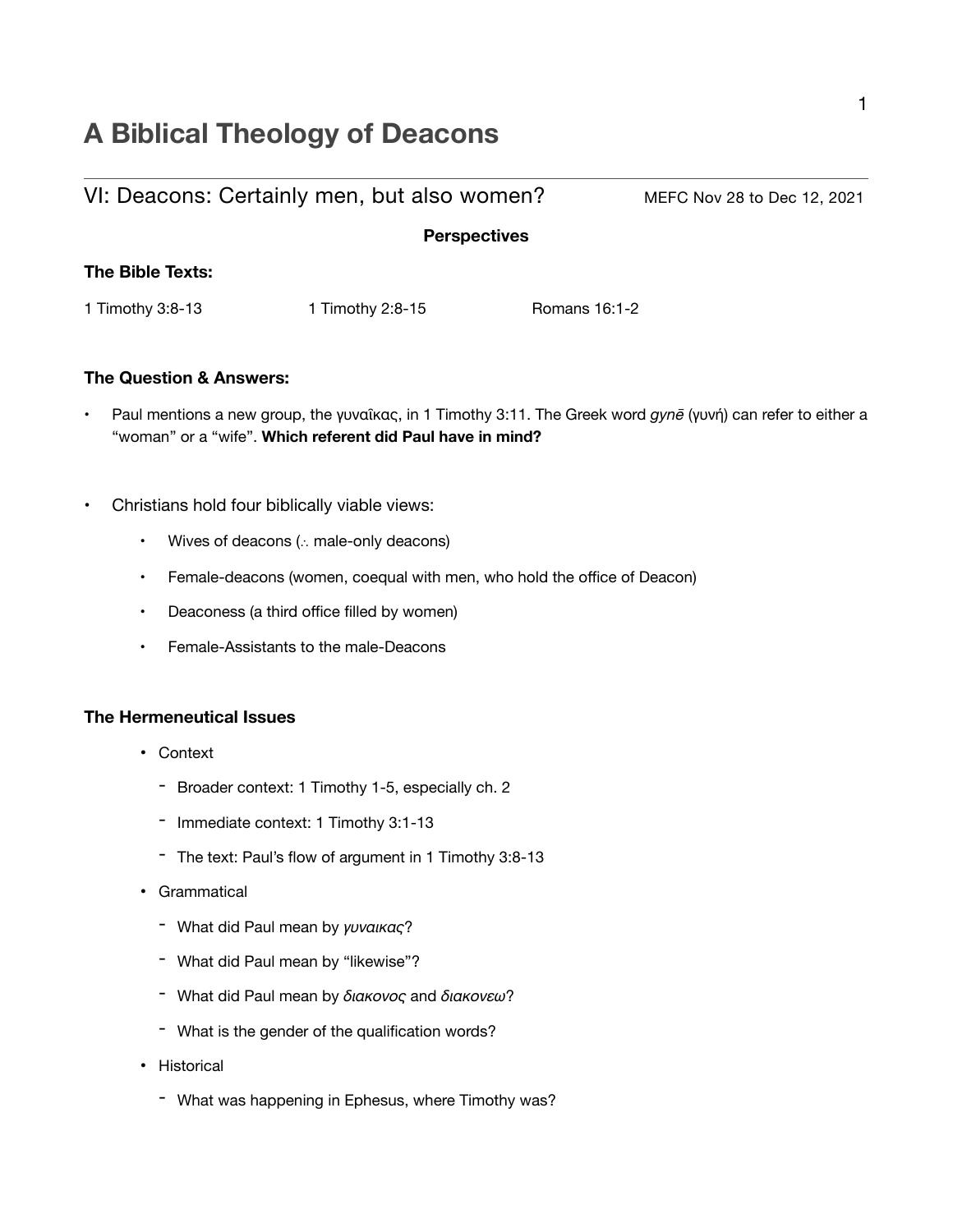# A Biblical Theology of Deacons

## VI: Deacons: Certainly men, but also women?

MEFC Nov 28 to Dec 12, 2021

**Perspectives**

### The Bible Texts:

1 Timothy 3:8-13 &nbsp;&nbsp;&nbsp;&nbsp; 1 Timothy 2:8-15 &nbsp;&nbsp;&nbsp;&nbsp; Romans 16:1-2

### The Question & Answers:

- Paul mentions a new group, the γυναῖκας, in 1 Timothy 3:11. The Greek word *gynē* (γυνή) can refer to either a "woman" or a "wife". **Which referent did Paul have in mind?**

- Christians hold four biblically viable views:
  - Wives of deacons (∴ male-only deacons)
  - Female-deacons (women, coequal with men, who hold the office of Deacon)
  - Deaconess (a third office filled by women)
  - Female-Assistants to the male-Deacons

### The Hermeneutical Issues

- Context
  - Broader context: 1 Timothy 1-5, especially ch. 2
  - Immediate context: 1 Timothy 3:1-13
  - The text: Paul's flow of argument in 1 Timothy 3:8-13
- Grammatical
  - What did Paul mean by *γυναικας*?
  - What did Paul mean by "likewise"?
  - What did Paul mean by *διακονος* and *διακονεω*?
  - What is the gender of the qualification words?
- Historical
  - What was happening in Ephesus, where Timothy was?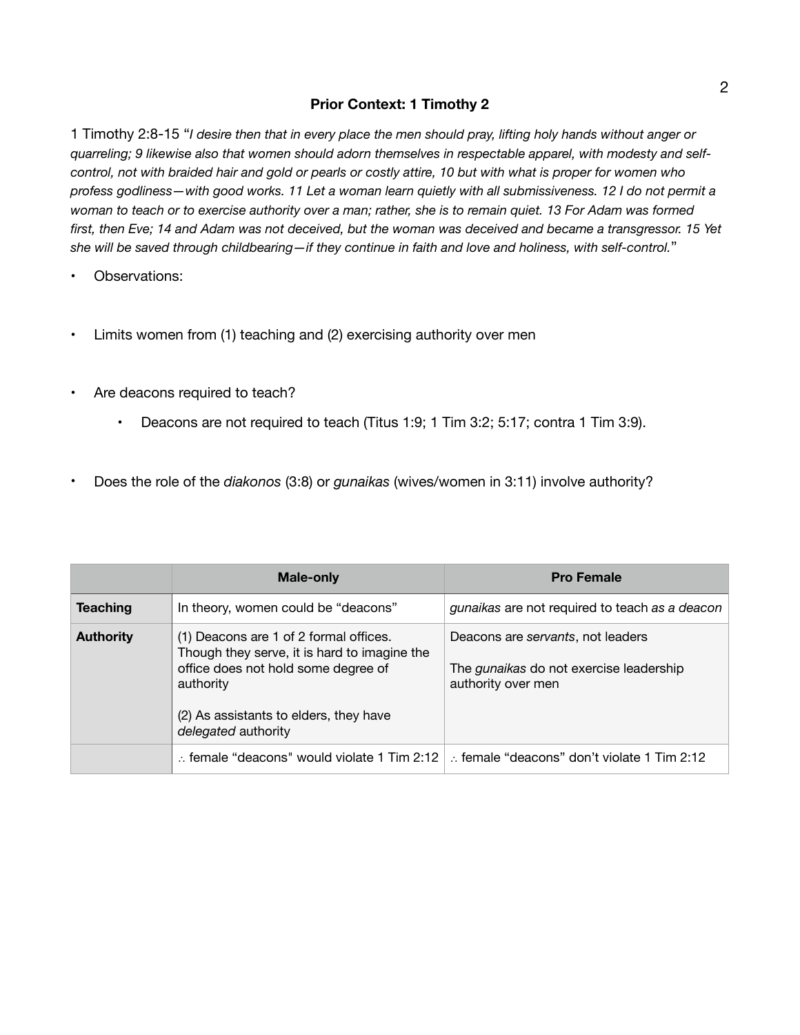## Prior Context: 1 Timothy 2

1 Timothy 2:8-15 "*I desire then that in every place the men should pray, lifting holy hands without anger or quarreling; 9 likewise also that women should adorn themselves in respectable apparel, with modesty and self-control, not with braided hair and gold or pearls or costly attire, 10 but with what is proper for women who profess godliness—with good works. 11 Let a woman learn quietly with all submissiveness. 12 I do not permit a woman to teach or to exercise authority over a man; rather, she is to remain quiet. 13 For Adam was formed first, then Eve; 14 and Adam was not deceived, but the woman was deceived and became a transgressor. 15 Yet she will be saved through childbearing—if they continue in faith and love and holiness, with self-control.*"

- Observations:

- Limits women from (1) teaching and (2) exercising authority over men

- Are deacons required to teach?
  - Deacons are not required to teach (Titus 1:9; 1 Tim 3:2; 5:17; contra 1 Tim 3:9).

- Does the role of the *diakonos* (3:8) or *gunaikas* (wives/women in 3:11) involve authority?

| | **Male-only** | **Pro Female** |
|---|---|---|
| **Teaching** | In theory, women could be "deacons" | *gunaikas* are not required to teach *as a deacon* |
| **Authority** | (1) Deacons are 1 of 2 formal offices. Though they serve, it is hard to imagine the office does not hold some degree of authority<br><br>(2) As assistants to elders, they have *delegated* authority | Deacons are *servants*, not leaders<br><br>The *gunaikas* do not exercise leadership authority over men |
| | ∴ female "deacons" would violate 1 Tim 2:12 | ∴ female "deacons" don't violate 1 Tim 2:12 |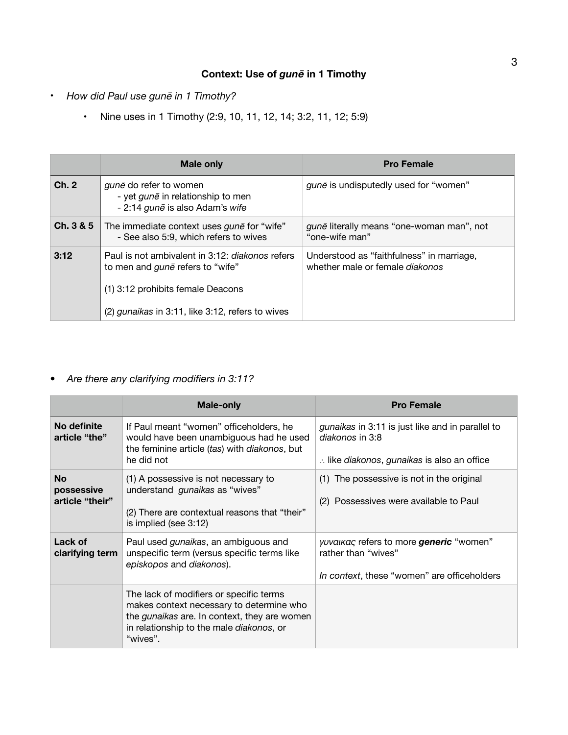### Context: Use of *gunē* in 1 Timothy

- *How did Paul use gunē in 1 Timothy?*
    - Nine uses in 1 Timothy (2:9, 10, 11, 12, 14; 3:2, 11, 12; 5:9)

| | Male only | Pro Female |
|---|---|---|
| **Ch. 2** | *gunē* do refer to women<br>- yet *gunē* in relationship to men<br>- 2:14 *gunē* is also Adam's *wife* | *gunē* is undisputedly used for "women" |
| **Ch. 3 & 5** | The immediate context uses *gunē* for "wife"<br>- See also 5:9, which refers to wives | *gunē* literally means "one-woman man", not "one-wife man" |
| **3:12** | Paul is not ambivalent in 3:12: *diakonos* refers to men and *gunē* refers to "wife"<br><br>(1) 3:12 prohibits female Deacons<br><br>(2) *gunaikas* in 3:11, like 3:12, refers to wives | Understood as "faithfulness" in marriage, whether male or female *diakonos* |

- *Are there any clarifying modifiers in 3:11?*

| | Male-only | Pro Female |
|---|---|---|
| **No definite article "the"** | If Paul meant "women" officeholders, he would have been unambiguous had he used the feminine article (*tas*) with *diakonos*, but he did not | *gunaikas* in 3:11 is just like and in parallel to *diakonos* in 3:8<br><br>∴ like *diakonos*, *gunaikas* is also an office |
| **No possessive article "their"** | (1) A possessive is not necessary to understand *gunaikas* as "wives"<br><br>(2) There are contextual reasons that "their" is implied (see 3:12) | (1) The possessive is not in the original<br><br>(2) Possessives were available to Paul |
| **Lack of clarifying term** | Paul used *gunaikas*, an ambiguous and unspecific term (versus specific terms like *episkopos* and *diakonos*). | *γυναικας* refers to more ***generic*** "women" rather than "wives"<br><br>*In context*, these "women" are officeholders |
| | The lack of modifiers or specific terms makes context necessary to determine who the *gunaikas* are. In context, they are women in relationship to the male *diakonos*, or "wives". | |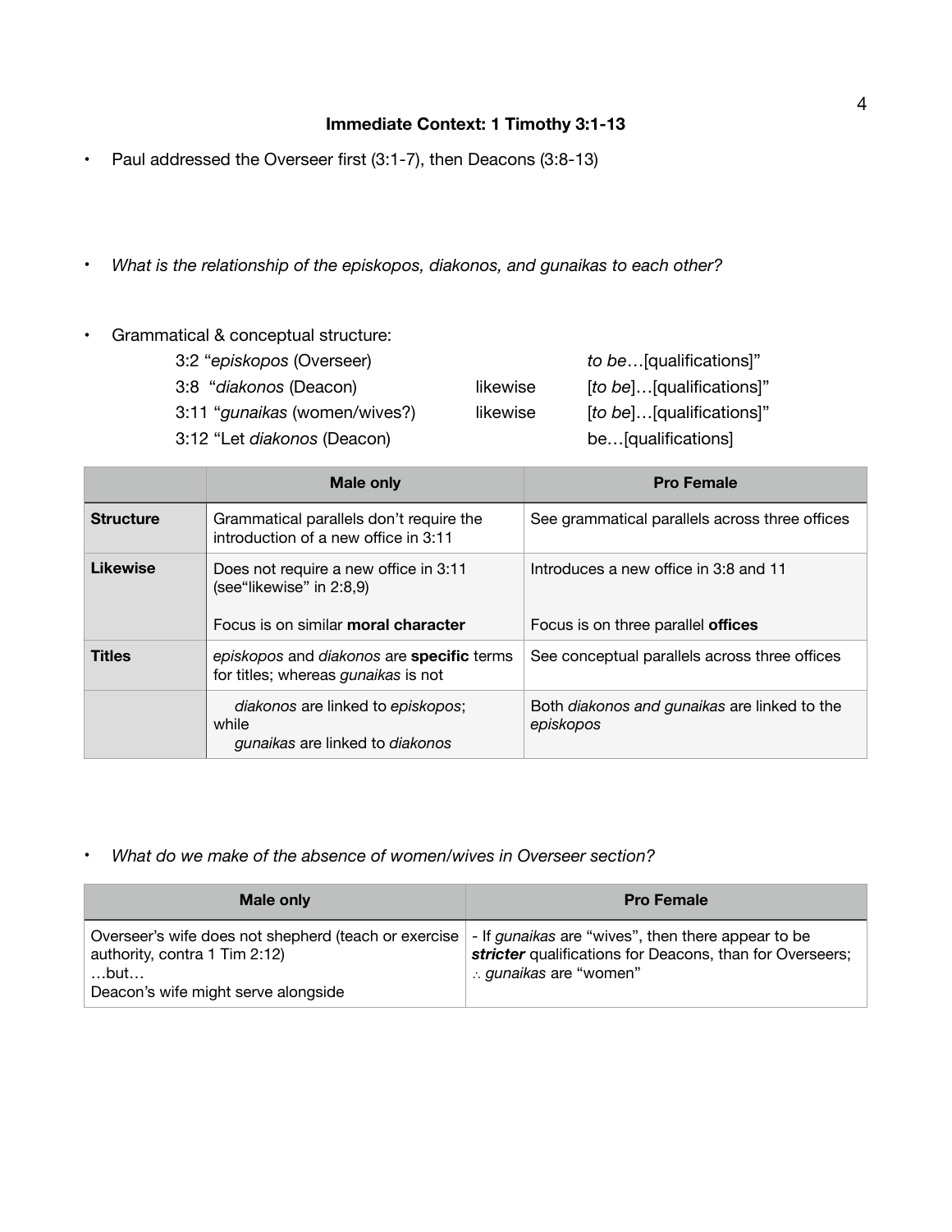## Immediate Context: 1 Timothy 3:1-13

- Paul addressed the Overseer first (3:1-7), then Deacons (3:8-13)

- *What is the relationship of the episkopos, diakonos, and gunaikas to each other?*

- Grammatical & conceptual structure:

| | | |
|---|---|---|
| 3:2 "*episkopos* (Overseer) | | *to be*…[qualifications]" |
| 3:8 "*diakonos* (Deacon) | likewise | [*to be*]…[qualifications]" |
| 3:11 "*gunaikas* (women/wives?) | likewise | [*to be*]…[qualifications]" |
| 3:12 "Let *diakonos* (Deacon) | | be…[qualifications] |

| | Male only | Pro Female |
|---|---|---|
| **Structure** | Grammatical parallels don't require the introduction of a new office in 3:11 | See grammatical parallels across three offices |
| **Likewise** | Does not require a new office in 3:11 (see"likewise" in 2:8,9)<br><br>Focus is on similar **moral character** | Introduces a new office in 3:8 and 11<br><br>Focus is on three parallel **offices** |
| **Titles** | *episkopos* and *diakonos* are **specific** terms for titles; whereas *gunaikas* is not | See conceptual parallels across three offices |
| | *diakonos* are linked to *episkopos*; while<br>*gunaikas* are linked to *diakonos* | Both *diakonos and gunaikas* are linked to the *episkopos* |

- *What do we make of the absence of women/wives in Overseer section?*

| Male only | Pro Female |
|---|---|
| Overseer's wife does not shepherd (teach or exercise authority, contra 1 Tim 2:12)<br>…but…<br>Deacon's wife might serve alongside | - If *gunaikas* are "wives", then there appear to be ***stricter*** qualifications for Deacons, than for Overseers; ∴ *gunaikas* are "women" |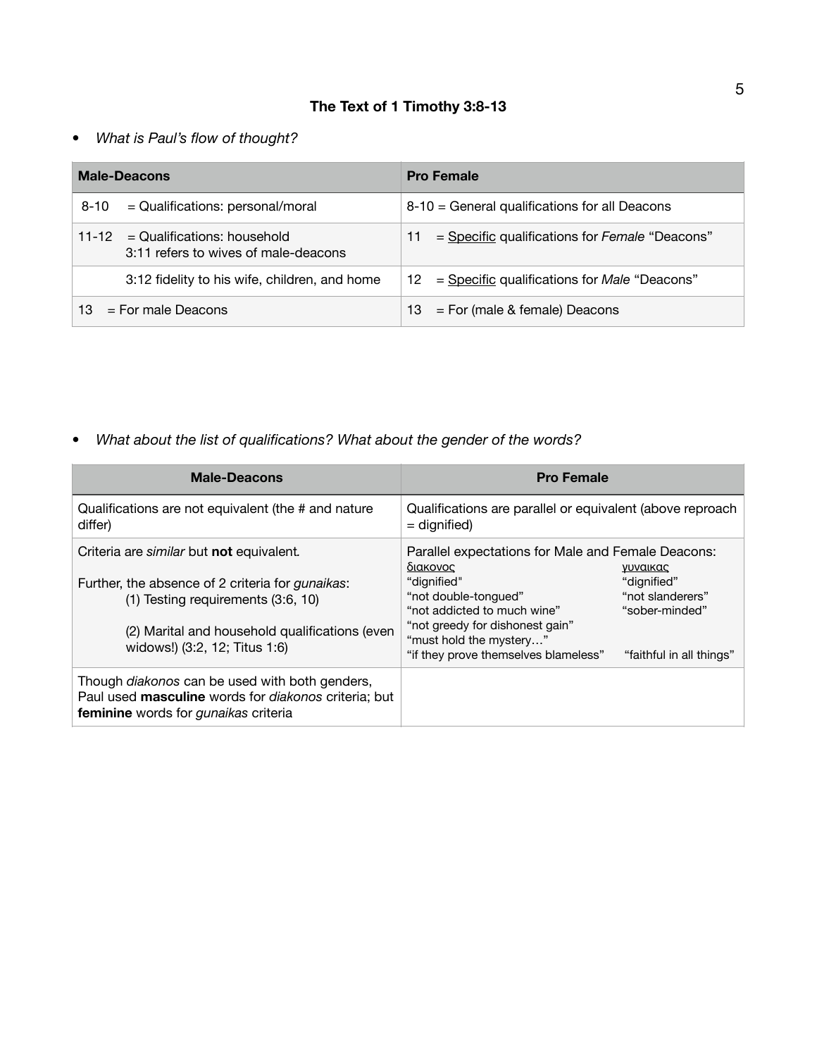## The Text of 1 Timothy 3:8-13

- *What is Paul's flow of thought?*

| Male-Deacons | Pro Female |
|---|---|
| 8-10 = Qualifications: personal/moral | 8-10 = General qualifications for all Deacons |
| 11-12 = Qualifications: household<br>3:11 refers to wives of male-deacons | 11 = <u>Specific</u> qualifications for *Female* "Deacons" |
| 3:12 fidelity to his wife, children, and home | 12 = <u>Specific</u> qualifications for *Male* "Deacons" |
| 13 = For male Deacons | 13 = For (male & female) Deacons |

- *What about the list of qualifications? What about the gender of the words?*

| Male-Deacons | Pro Female |
|---|---|
| Qualifications are not equivalent (the # and nature differ) | Qualifications are parallel or equivalent (above reproach = dignified) |
| Criteria are *similar* but **not** equivalent.<br><br>Further, the absence of 2 criteria for *gunaikas*:<br>(1) Testing requirements (3:6, 10)<br><br>(2) Marital and household qualifications (even widows!) (3:2, 12; Titus 1:6) | Parallel expectations for Male and Female Deacons:<br><u>διακονος</u> — <u>γυναικας</u><br>"dignified" — "dignified"<br>"not double-tongued" — "not slanderers"<br>"not addicted to much wine" — "sober-minded"<br>"not greedy for dishonest gain"<br>"must hold the mystery…"<br>"if they prove themselves blameless" — "faithful in all things" |
| Though *diakonos* can be used with both genders, Paul used **masculine** words for *diakonos* criteria; but **feminine** words for *gunaikas* criteria | |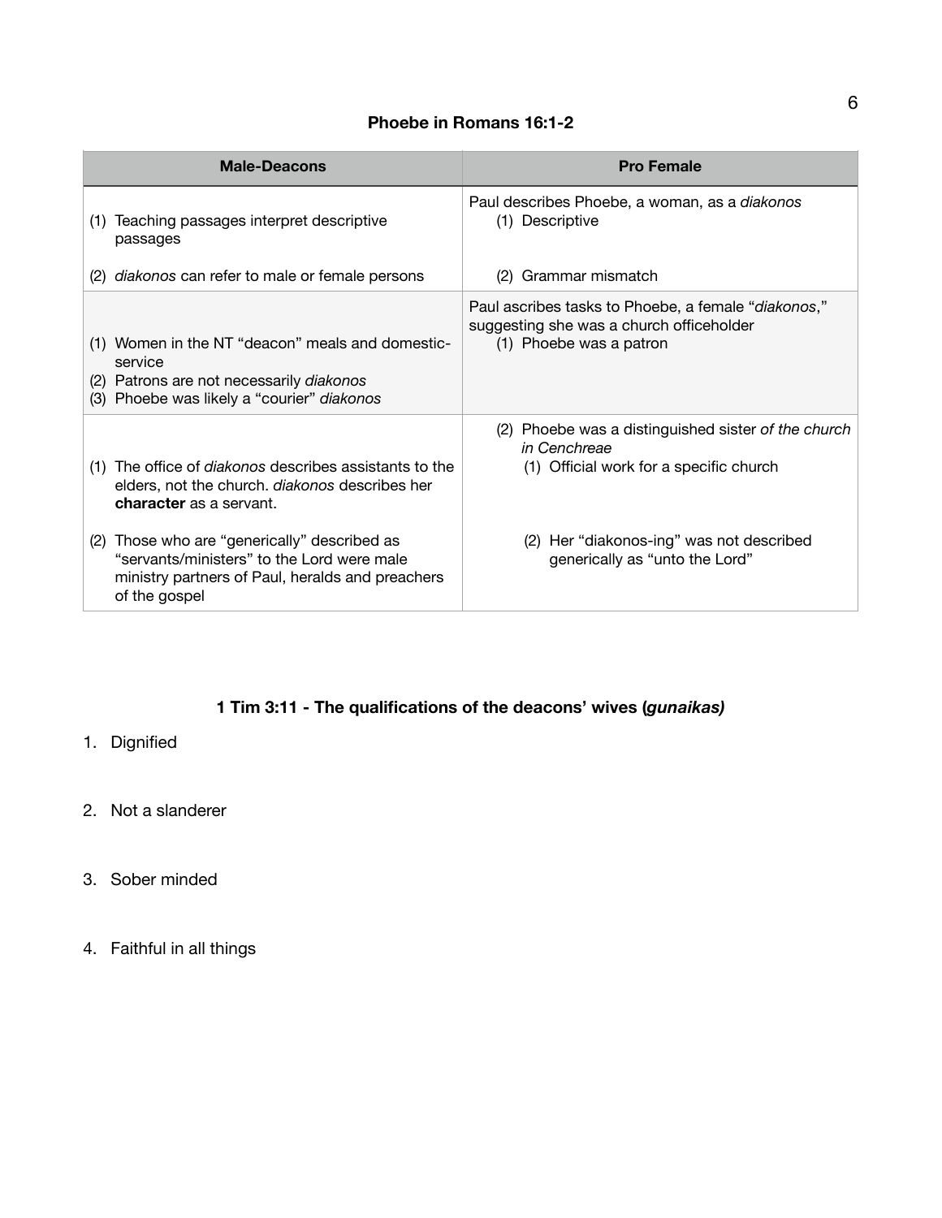**Phoebe in Romans 16:1-2**

| Male-Deacons | Pro Female |
|---|---|
| (1) Teaching passages interpret descriptive passages<br><br>(2) *diakonos* can refer to male or female persons | Paul describes Phoebe, a woman, as a *diakonos*<br>(1) Descriptive<br><br>(2) Grammar mismatch |
| (1) Women in the NT "deacon" meals and domestic-service<br>(2) Patrons are not necessarily *diakonos*<br>(3) Phoebe was likely a "courier" *diakonos* | Paul ascribes tasks to Phoebe, a female "*diakonos*," suggesting she was a church officeholder<br>(1) Phoebe was a patron |
| (1) The office of *diakonos* describes assistants to the elders, not the church. *diakonos* describes her **character** as a servant.<br><br>(2) Those who are "generically" described as "servants/ministers" to the Lord were male ministry partners of Paul, heralds and preachers of the gospel | (2) Phoebe was a distinguished sister *of the church in Cenchreae*<br>(1) Official work for a specific church<br><br>(2) Her "diakonos-ing" was not described generically as "unto the Lord" |

**1 Tim 3:11 - The qualifications of the deacons' wives (*gunaikas)***

1. Dignified
2. Not a slanderer
3. Sober minded
4. Faithful in all things